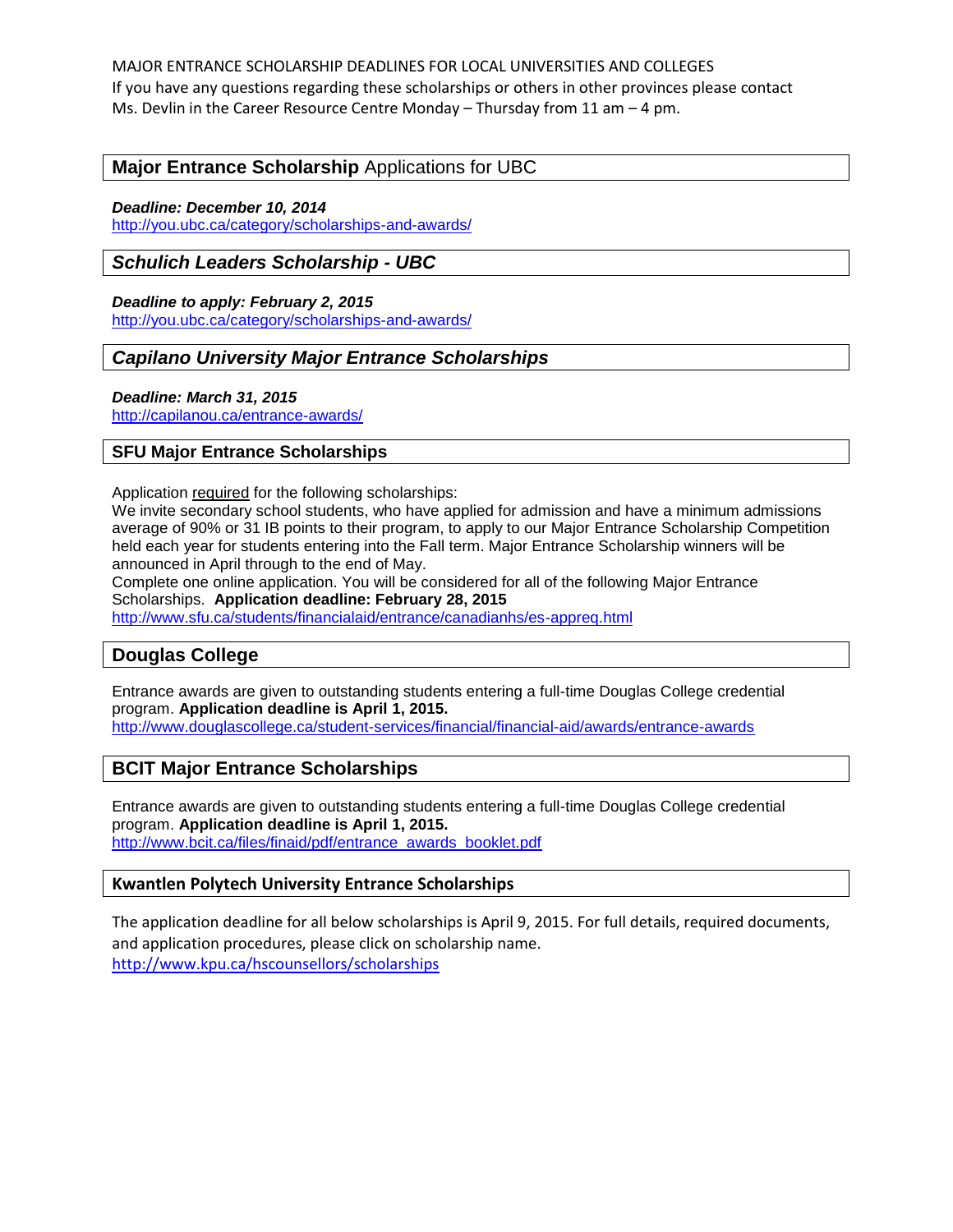MAJOR ENTRANCE SCHOLARSHIP DEADLINES FOR LOCAL UNIVERSITIES AND COLLEGES

If you have any questions regarding these scholarships or others in other provinces please contact Ms. Devlin in the Career Resource Centre Monday – Thursday from 11 am – 4 pm.

## **Major Entrance Scholarship** Applications for UBC

***Deadline: December 10, 2014***

http://you.ubc.ca/category/scholarships-and-awards/

## ***Schulich Leaders Scholarship - UBC***

***Deadline to apply: February 2, 2015***

http://you.ubc.ca/category/scholarships-and-awards/

## ***Capilano University Major Entrance Scholarships***

***Deadline: March 31, 2015***

http://capilanou.ca/entrance-awards/

## **SFU Major Entrance Scholarships**

Application required for the following scholarships:

We invite secondary school students, who have applied for admission and have a minimum admissions average of 90% or 31 IB points to their program, to apply to our Major Entrance Scholarship Competition held each year for students entering into the Fall term. Major Entrance Scholarship winners will be announced in April through to the end of May.

Complete one online application. You will be considered for all of the following Major Entrance Scholarships. **Application deadline: February 28, 2015**

http://www.sfu.ca/students/financialaid/entrance/canadianhs/es-appreq.html

## **Douglas College**

Entrance awards are given to outstanding students entering a full-time Douglas College credential program. **Application deadline is April 1, 2015.**

http://www.douglascollege.ca/student-services/financial/financial-aid/awards/entrance-awards

## **BCIT Major Entrance Scholarships**

Entrance awards are given to outstanding students entering a full-time Douglas College credential program. **Application deadline is April 1, 2015.**

http://www.bcit.ca/files/finaid/pdf/entrance_awards_booklet.pdf

## **Kwantlen Polytech University Entrance Scholarships**

The application deadline for all below scholarships is April 9, 2015. For full details, required documents, and application procedures, please click on scholarship name.

http://www.kpu.ca/hscounsellors/scholarships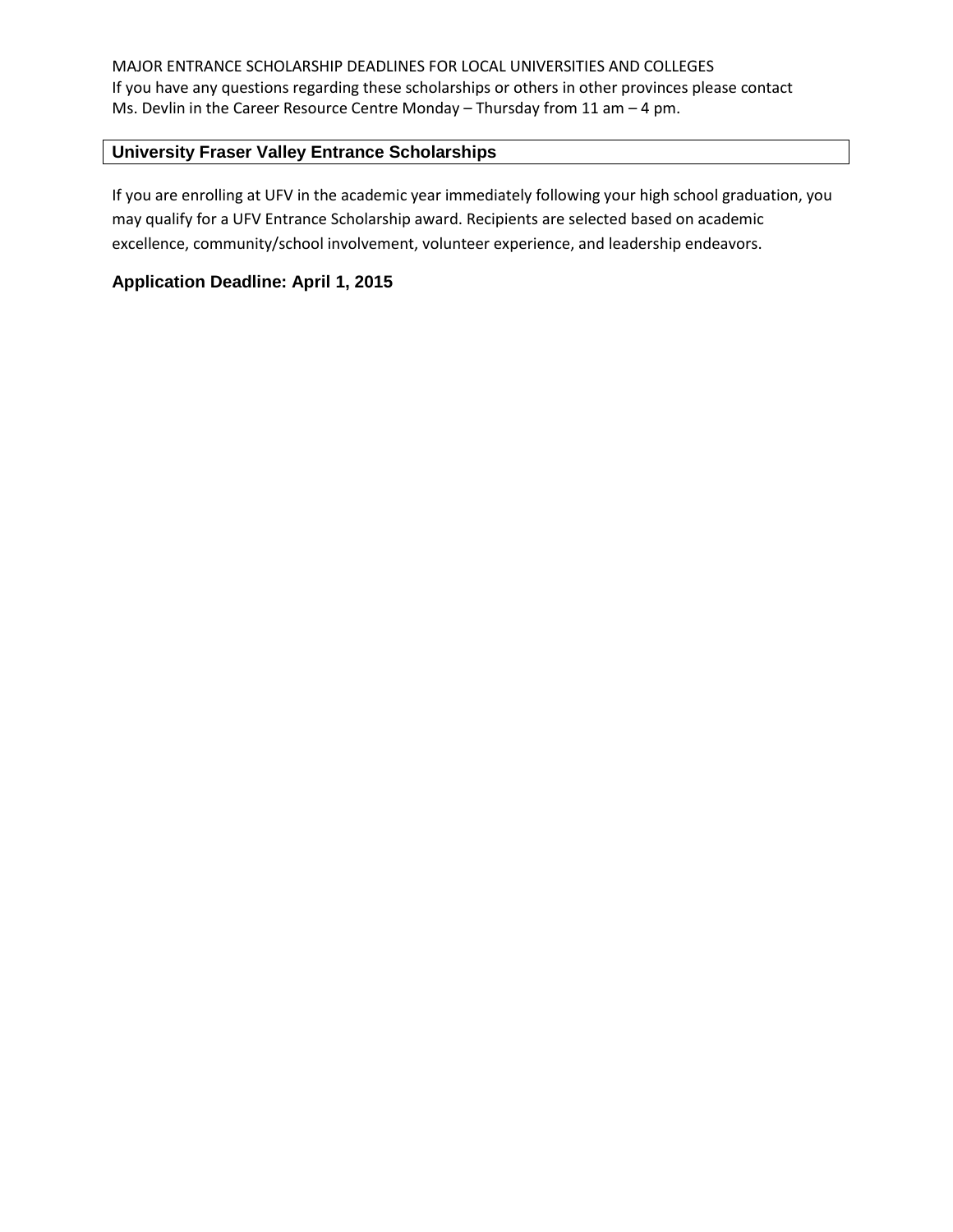MAJOR ENTRANCE SCHOLARSHIP DEADLINES FOR LOCAL UNIVERSITIES AND COLLEGES
If you have any questions regarding these scholarships or others in other provinces please contact Ms. Devlin in the Career Resource Centre Monday – Thursday from 11 am – 4 pm.

## University Fraser Valley Entrance Scholarships

If you are enrolling at UFV in the academic year immediately following your high school graduation, you may qualify for a UFV Entrance Scholarship award. Recipients are selected based on academic excellence, community/school involvement, volunteer experience, and leadership endeavors.

**Application Deadline: April 1, 2015**